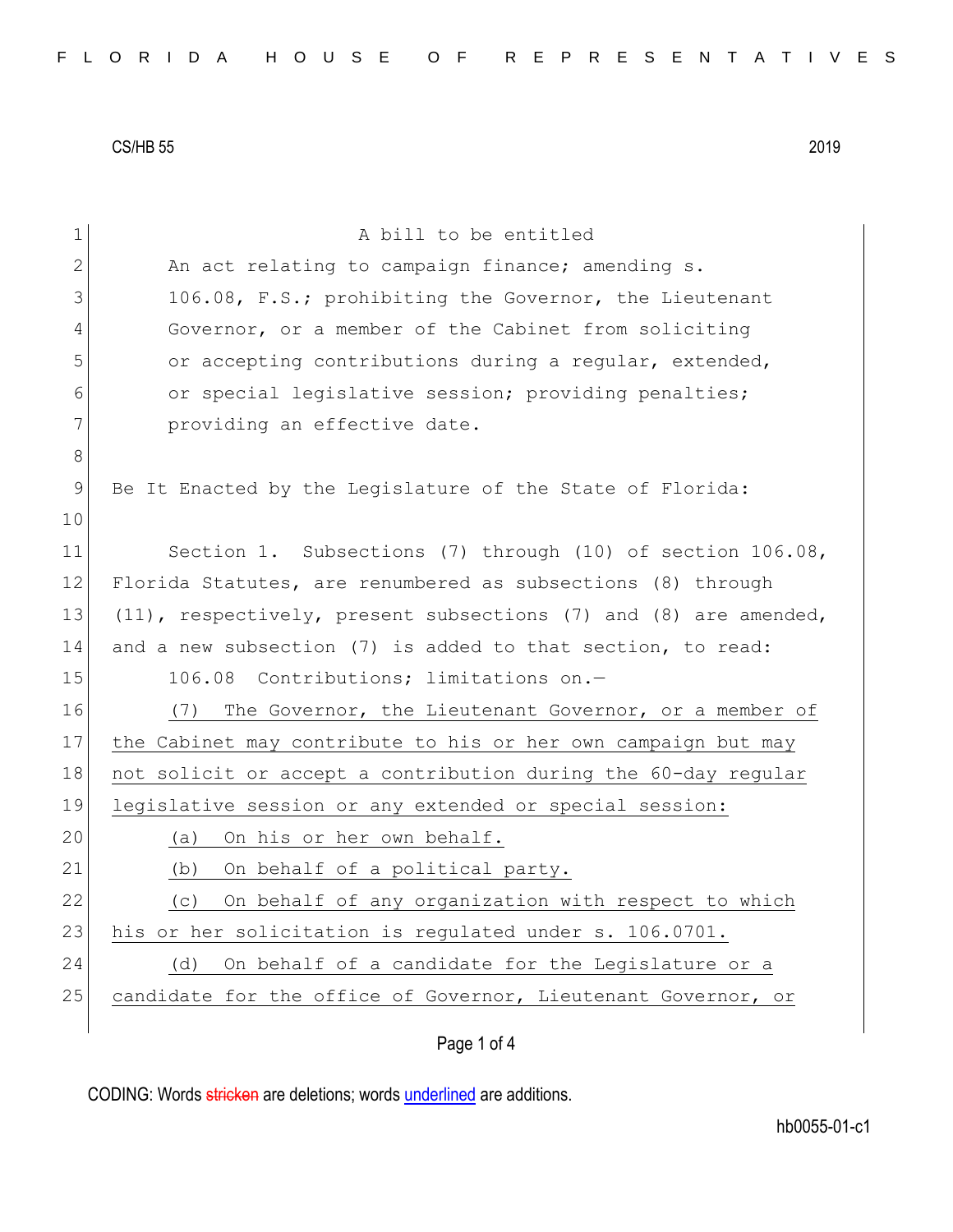CS/HB 55 2019

A bill to be entitled

An act relating to campaign finance; amending s. 106.08, F.S.; prohibiting the Governor, the Lieutenant Governor, or a member of the Cabinet from soliciting or accepting contributions during a regular, extended, or special legislative session; providing penalties; providing an effective date.

Be It Enacted by the Legislature of the State of Florida:

Section 1. Subsections (7) through (10) of section 106.08, Florida Statutes, are renumbered as subsections (8) through (11), respectively, present subsections (7) and (8) are amended, and a new subsection (7) is added to that section, to read:

106.08 Contributions; limitations on.—

<u>(7) The Governor, the Lieutenant Governor, or a member of the Cabinet may contribute to his or her own campaign but may not solicit or accept a contribution during the 60-day regular legislative session or any extended or special session:</u>

<u>(a) On his or her own behalf.</u>

<u>(b) On behalf of a political party.</u>

<u>(c) On behalf of any organization with respect to which his or her solicitation is regulated under s. 106.0701.</u>

<u>(d) On behalf of a candidate for the Legislature or a candidate for the office of Governor, Lieutenant Governor, or</u>

CODING: Words ~~stricken~~ are deletions; words <u>underlined</u> are additions.

hb0055-01-c1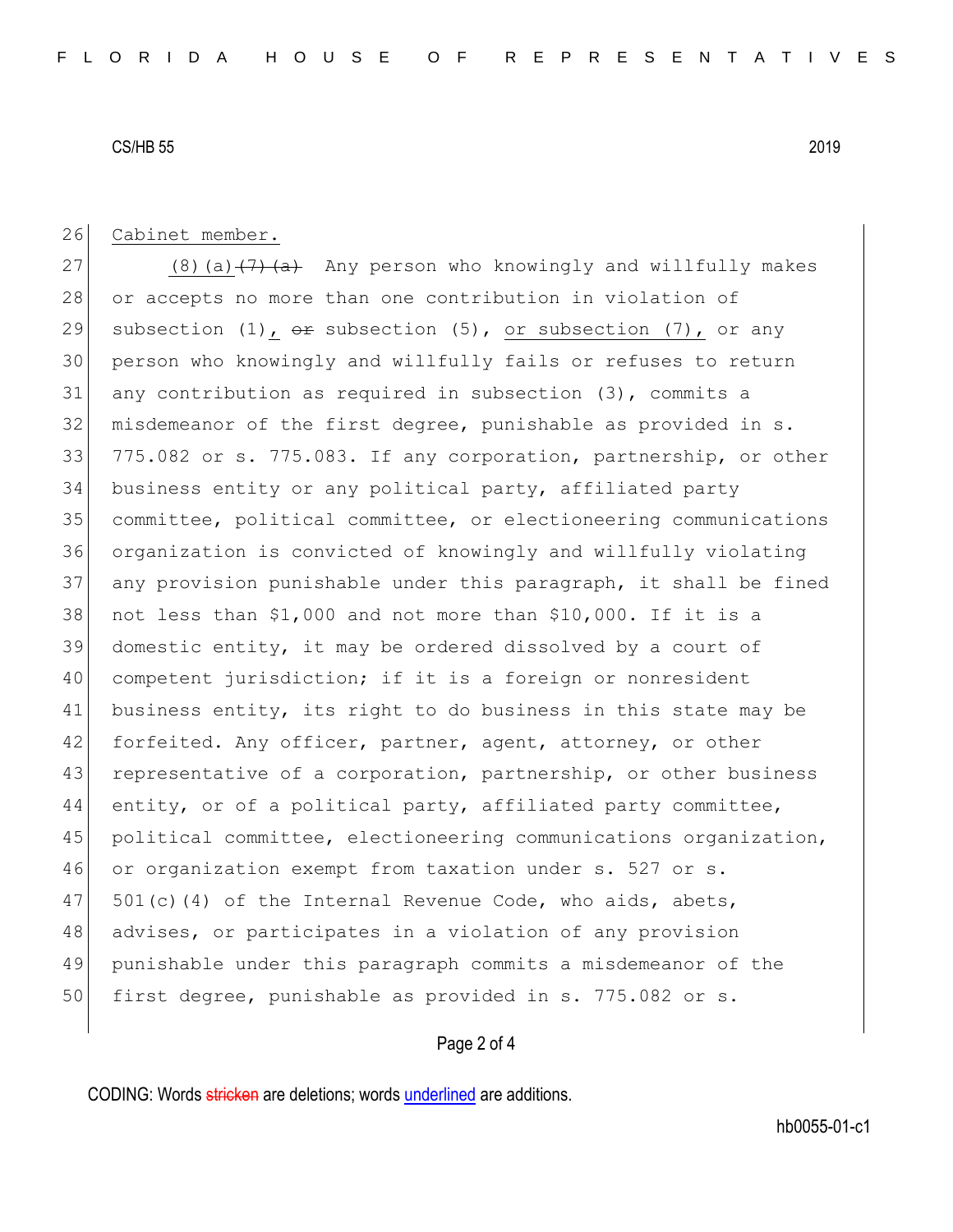Cabinet member.

(8)(a) ~~(7)(a)~~ Any person who knowingly and willfully makes or accepts no more than one contribution in violation of subsection (1), ~~or~~ subsection (5), or subsection (7), or any person who knowingly and willfully fails or refuses to return any contribution as required in subsection (3), commits a misdemeanor of the first degree, punishable as provided in s. 775.082 or s. 775.083. If any corporation, partnership, or other business entity or any political party, affiliated party committee, political committee, or electioneering communications organization is convicted of knowingly and willfully violating any provision punishable under this paragraph, it shall be fined not less than $1,000 and not more than $10,000. If it is a domestic entity, it may be ordered dissolved by a court of competent jurisdiction; if it is a foreign or nonresident business entity, its right to do business in this state may be forfeited. Any officer, partner, agent, attorney, or other representative of a corporation, partnership, or other business entity, or of a political party, affiliated party committee, political committee, electioneering communications organization, or organization exempt from taxation under s. 527 or s. 501(c)(4) of the Internal Revenue Code, who aids, abets, advises, or participates in a violation of any provision punishable under this paragraph commits a misdemeanor of the first degree, punishable as provided in s. 775.082 or s.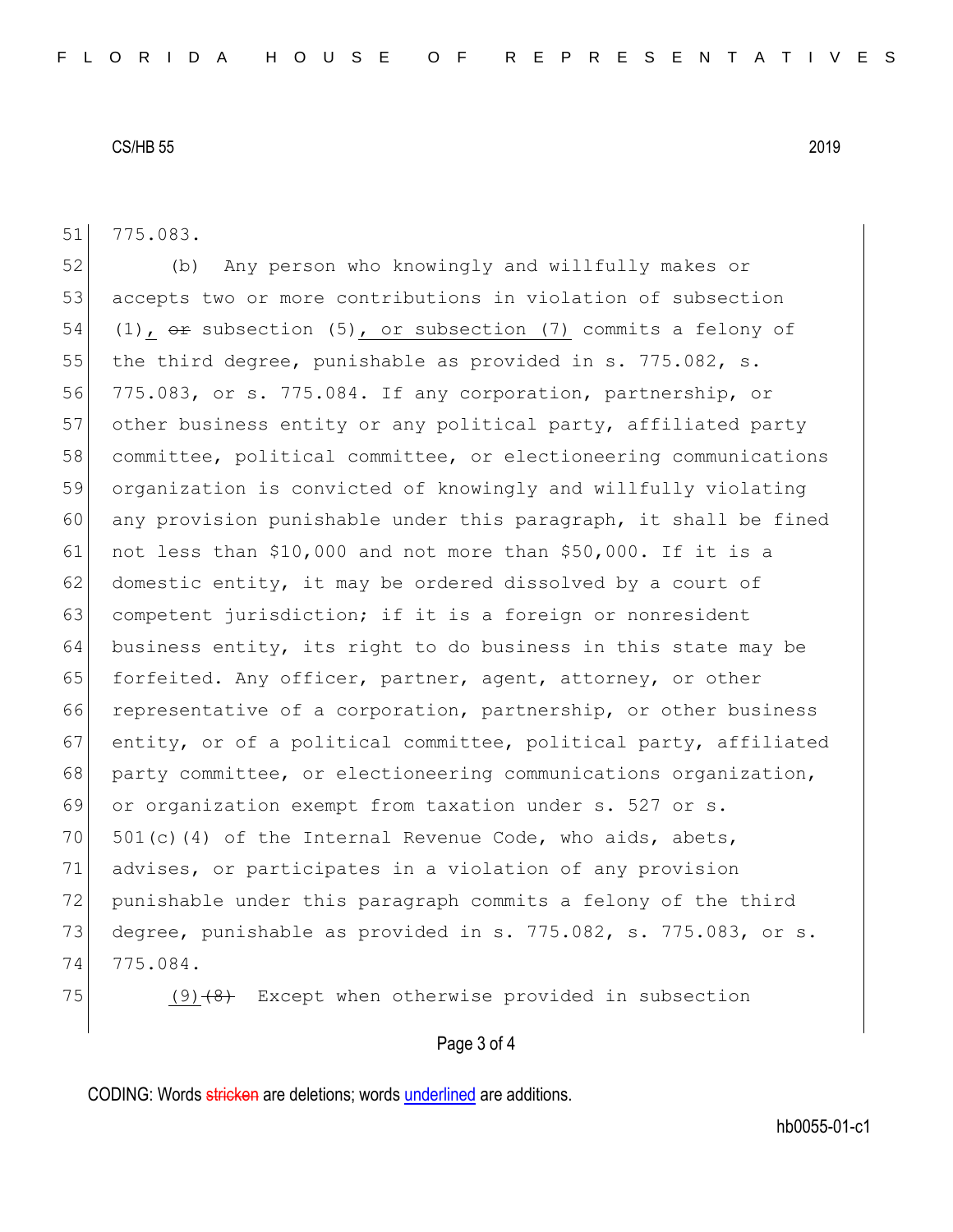775.083.

(b) Any person who knowingly and willfully makes or accepts two or more contributions in violation of subsection (1)<u>,</u> ~~or~~ subsection (5)<u>, or subsection (7)</u> commits a felony of the third degree, punishable as provided in s. 775.082, s. 775.083, or s. 775.084. If any corporation, partnership, or other business entity or any political party, affiliated party committee, political committee, or electioneering communications organization is convicted of knowingly and willfully violating any provision punishable under this paragraph, it shall be fined not less than $10,000 and not more than $50,000. If it is a domestic entity, it may be ordered dissolved by a court of competent jurisdiction; if it is a foreign or nonresident business entity, its right to do business in this state may be forfeited. Any officer, partner, agent, attorney, or other representative of a corporation, partnership, or other business entity, or of a political committee, political party, affiliated party committee, or electioneering communications organization, or organization exempt from taxation under s. 527 or s. 501(c)(4) of the Internal Revenue Code, who aids, abets, advises, or participates in a violation of any provision punishable under this paragraph commits a felony of the third degree, punishable as provided in s. 775.082, s. 775.083, or s. 775.084.

<u>(9)</u>~~(8)~~ Except when otherwise provided in subsection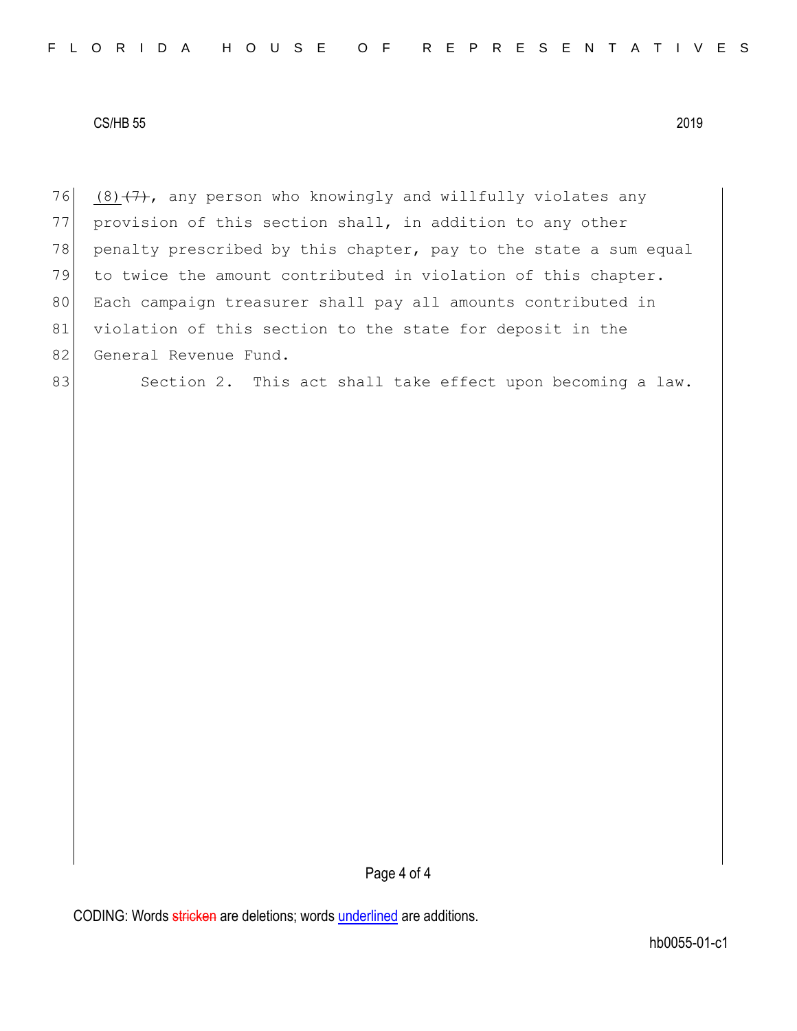(8)~~(7)~~, any person who knowingly and willfully violates any provision of this section shall, in addition to any other penalty prescribed by this chapter, pay to the state a sum equal to twice the amount contributed in violation of this chapter. Each campaign treasurer shall pay all amounts contributed in violation of this section to the state for deposit in the General Revenue Fund.

Section 2. This act shall take effect upon becoming a law.